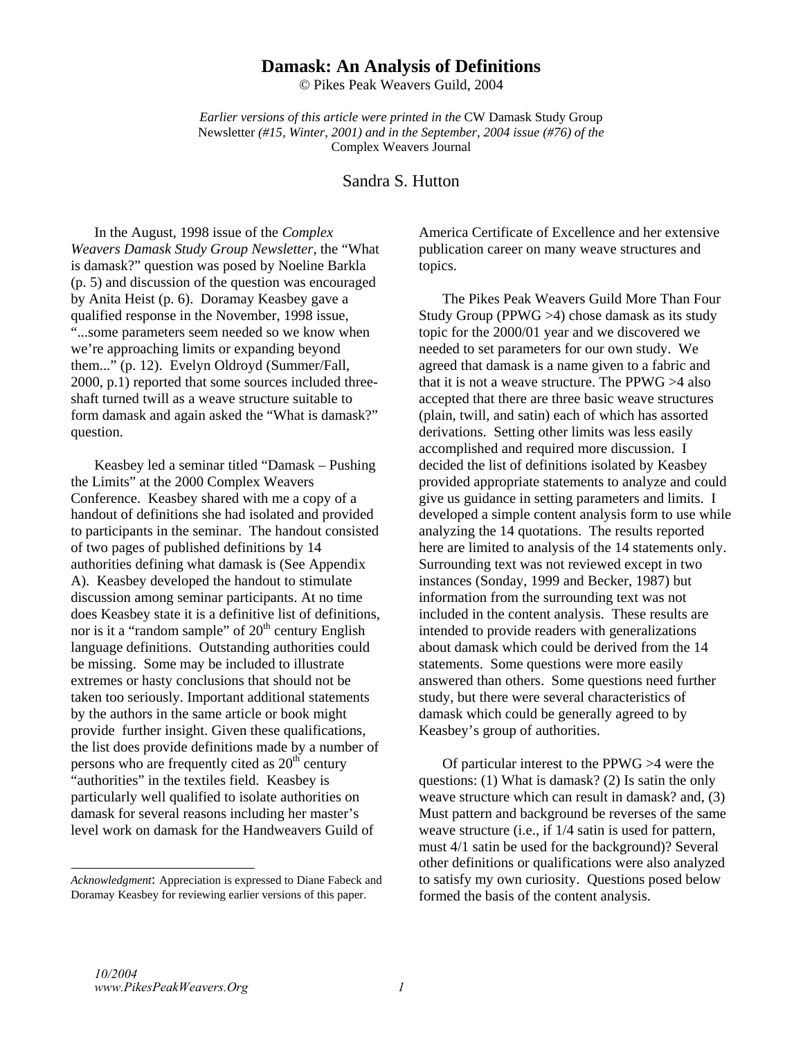# Damask: An Analysis of Definitions

© Pikes Peak Weavers Guild, 2004

*Earlier versions of this article were printed in the* CW Damask Study Group Newsletter *(#15, Winter, 2001) and in the September, 2004 issue (#76) of the* Complex Weavers Journal

Sandra S. Hutton

In the August, 1998 issue of the *Complex Weavers Damask Study Group Newsletter*, the "What is damask?" question was posed by Noeline Barkla (p. 5) and discussion of the question was encouraged by Anita Heist (p. 6). Doramay Keasbey gave a qualified response in the November, 1998 issue, "...some parameters seem needed so we know when we're approaching limits or expanding beyond them..." (p. 12). Evelyn Oldroyd (Summer/Fall, 2000, p.1) reported that some sources included three-shaft turned twill as a weave structure suitable to form damask and again asked the "What is damask?" question.

Keasbey led a seminar titled "Damask – Pushing the Limits" at the 2000 Complex Weavers Conference. Keasbey shared with me a copy of a handout of definitions she had isolated and provided to participants in the seminar. The handout consisted of two pages of published definitions by 14 authorities defining what damask is (See Appendix A). Keasbey developed the handout to stimulate discussion among seminar participants. At no time does Keasbey state it is a definitive list of definitions, nor is it a "random sample" of 20th century English language definitions. Outstanding authorities could be missing. Some may be included to illustrate extremes or hasty conclusions that should not be taken too seriously. Important additional statements by the authors in the same article or book might provide further insight. Given these qualifications, the list does provide definitions made by a number of persons who are frequently cited as 20th century "authorities" in the textiles field. Keasbey is particularly well qualified to isolate authorities on damask for several reasons including her master's level work on damask for the Handweavers Guild of America Certificate of Excellence and her extensive publication career on many weave structures and topics.

The Pikes Peak Weavers Guild More Than Four Study Group (PPWG >4) chose damask as its study topic for the 2000/01 year and we discovered we needed to set parameters for our own study. We agreed that damask is a name given to a fabric and that it is not a weave structure. The PPWG >4 also accepted that there are three basic weave structures (plain, twill, and satin) each of which has assorted derivations. Setting other limits was less easily accomplished and required more discussion. I decided the list of definitions isolated by Keasbey provided appropriate statements to analyze and could give us guidance in setting parameters and limits. I developed a simple content analysis form to use while analyzing the 14 quotations. The results reported here are limited to analysis of the 14 statements only. Surrounding text was not reviewed except in two instances (Sonday, 1999 and Becker, 1987) but information from the surrounding text was not included in the content analysis. These results are intended to provide readers with generalizations about damask which could be derived from the 14 statements. Some questions were more easily answered than others. Some questions need further study, but there were several characteristics of damask which could be generally agreed to by Keasbey's group of authorities.

Of particular interest to the PPWG >4 were the questions: (1) What is damask? (2) Is satin the only weave structure which can result in damask? and, (3) Must pattern and background be reverses of the same weave structure (i.e., if 1/4 satin is used for pattern, must 4/1 satin be used for the background)? Several other definitions or qualifications were also analyzed to satisfy my own curiosity. Questions posed below formed the basis of the content analysis.

---

*Acknowledgment*: Appreciation is expressed to Diane Fabeck and Doramay Keasbey for reviewing earlier versions of this paper.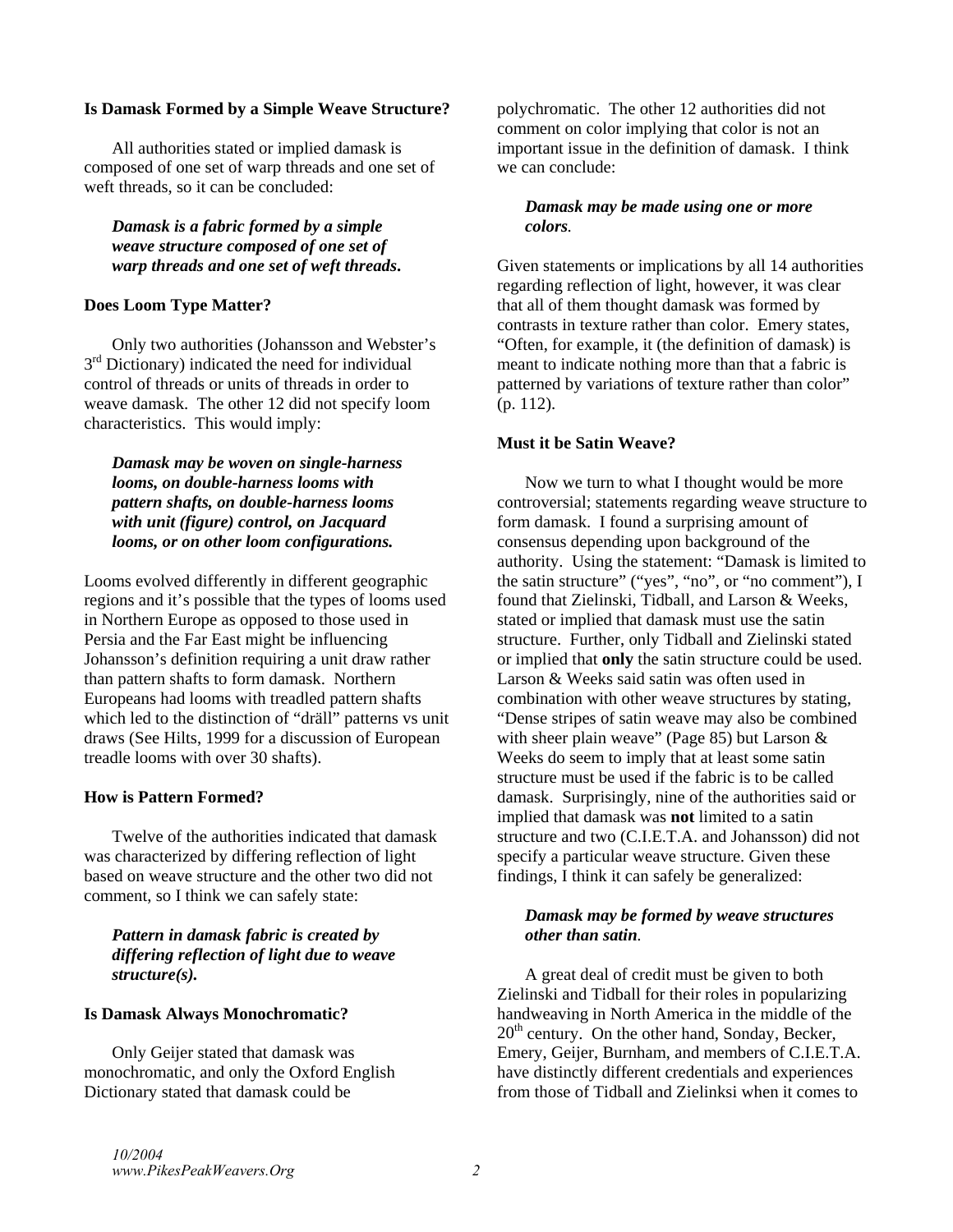### Is Damask Formed by a Simple Weave Structure?

All authorities stated or implied damask is composed of one set of warp threads and one set of weft threads, so it can be concluded:

> ***Damask is a fabric formed by a simple weave structure composed of one set of warp threads and one set of weft threads.***

### Does Loom Type Matter?

Only two authorities (Johansson and Webster's 3rd Dictionary) indicated the need for individual control of threads or units of threads in order to weave damask. The other 12 did not specify loom characteristics. This would imply:

> ***Damask may be woven on single-harness looms, on double-harness looms with pattern shafts, on double-harness looms with unit (figure) control, on Jacquard looms, or on other loom configurations.***

Looms evolved differently in different geographic regions and it's possible that the types of looms used in Northern Europe as opposed to those used in Persia and the Far East might be influencing Johansson's definition requiring a unit draw rather than pattern shafts to form damask. Northern Europeans had looms with treadled pattern shafts which led to the distinction of "dräll" patterns vs unit draws (See Hilts, 1999 for a discussion of European treadle looms with over 30 shafts).

### How is Pattern Formed?

Twelve of the authorities indicated that damask was characterized by differing reflection of light based on weave structure and the other two did not comment, so I think we can safely state:

> ***Pattern in damask fabric is created by differing reflection of light due to weave structure(s).***

### Is Damask Always Monochromatic?

Only Geijer stated that damask was monochromatic, and only the Oxford English Dictionary stated that damask could be polychromatic. The other 12 authorities did not comment on color implying that color is not an important issue in the definition of damask. I think we can conclude:

> ***Damask may be made using one or more colors.***

Given statements or implications by all 14 authorities regarding reflection of light, however, it was clear that all of them thought damask was formed by contrasts in texture rather than color. Emery states, "Often, for example, it (the definition of damask) is meant to indicate nothing more than that a fabric is patterned by variations of texture rather than color" (p. 112).

### Must it be Satin Weave?

Now we turn to what I thought would be more controversial; statements regarding weave structure to form damask. I found a surprising amount of consensus depending upon background of the authority. Using the statement: "Damask is limited to the satin structure" ("yes", "no", or "no comment"), I found that Zielinski, Tidball, and Larson & Weeks, stated or implied that damask must use the satin structure. Further, only Tidball and Zielinski stated or implied that **only** the satin structure could be used. Larson & Weeks said satin was often used in combination with other weave structures by stating, "Dense stripes of satin weave may also be combined with sheer plain weave" (Page 85) but Larson & Weeks do seem to imply that at least some satin structure must be used if the fabric is to be called damask. Surprisingly, nine of the authorities said or implied that damask was **not** limited to a satin structure and two (C.I.E.T.A. and Johansson) did not specify a particular weave structure. Given these findings, I think it can safely be generalized:

> ***Damask may be formed by weave structures other than satin.***

A great deal of credit must be given to both Zielinski and Tidball for their roles in popularizing handweaving in North America in the middle of the 20th century. On the other hand, Sonday, Becker, Emery, Geijer, Burnham, and members of C.I.E.T.A. have distinctly different credentials and experiences from those of Tidball and Zielinksi when it comes to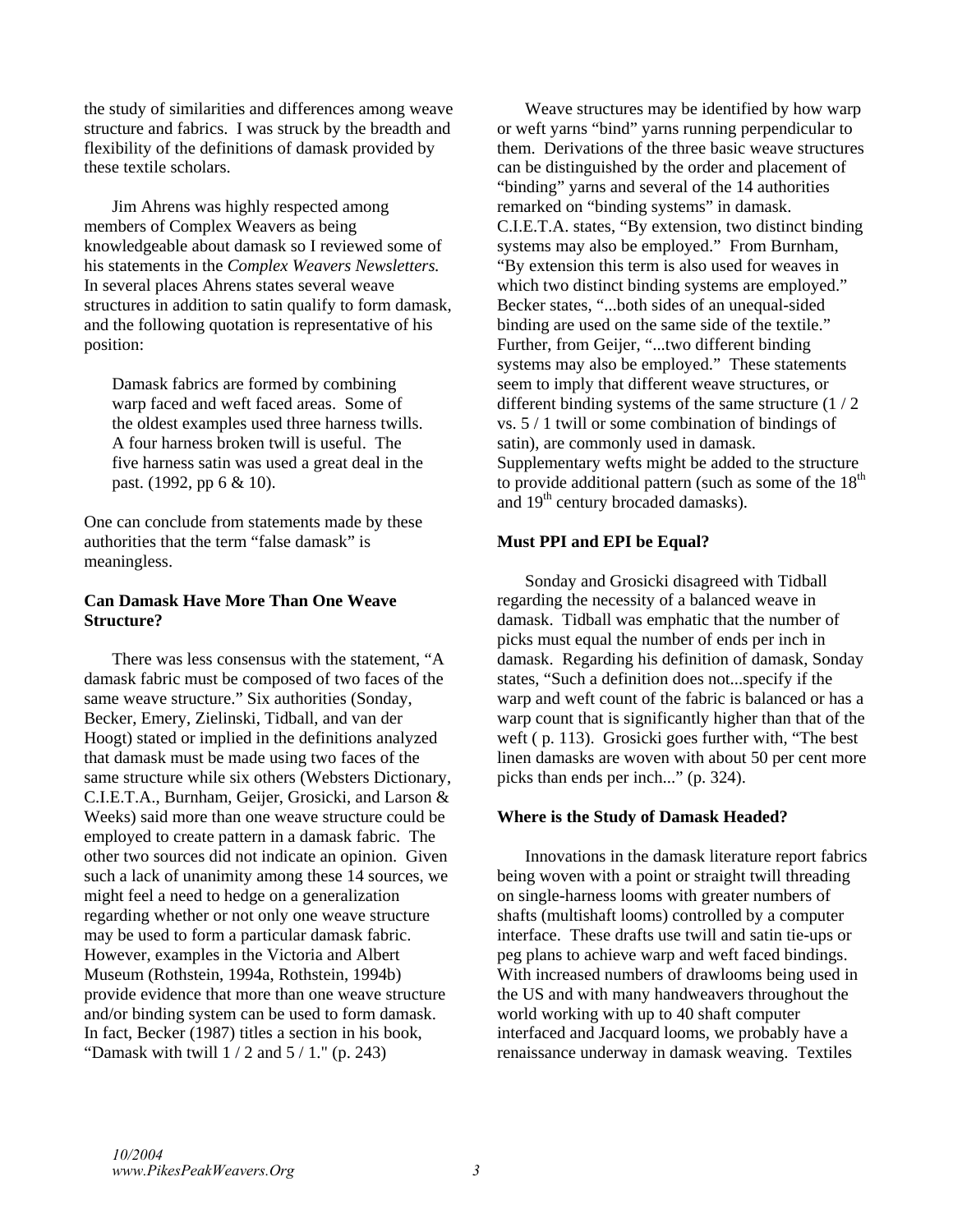the study of similarities and differences among weave structure and fabrics. I was struck by the breadth and flexibility of the definitions of damask provided by these textile scholars.

Jim Ahrens was highly respected among members of Complex Weavers as being knowledgeable about damask so I reviewed some of his statements in the *Complex Weavers Newsletters.* In several places Ahrens states several weave structures in addition to satin qualify to form damask, and the following quotation is representative of his position:

> Damask fabrics are formed by combining warp faced and weft faced areas. Some of the oldest examples used three harness twills. A four harness broken twill is useful. The five harness satin was used a great deal in the past. (1992, pp 6 & 10).

One can conclude from statements made by these authorities that the term "false damask" is meaningless.

**Can Damask Have More Than One Weave Structure?**

There was less consensus with the statement, "A damask fabric must be composed of two faces of the same weave structure." Six authorities (Sonday, Becker, Emery, Zielinski, Tidball, and van der Hoogt) stated or implied in the definitions analyzed that damask must be made using two faces of the same structure while six others (Websters Dictionary, C.I.E.T.A., Burnham, Geijer, Grosicki, and Larson & Weeks) said more than one weave structure could be employed to create pattern in a damask fabric. The other two sources did not indicate an opinion. Given such a lack of unanimity among these 14 sources, we might feel a need to hedge on a generalization regarding whether or not only one weave structure may be used to form a particular damask fabric. However, examples in the Victoria and Albert Museum (Rothstein, 1994a, Rothstein, 1994b) provide evidence that more than one weave structure and/or binding system can be used to form damask. In fact, Becker (1987) titles a section in his book, "Damask with twill 1 / 2 and 5 / 1." (p. 243)

Weave structures may be identified by how warp or weft yarns "bind" yarns running perpendicular to them. Derivations of the three basic weave structures can be distinguished by the order and placement of "binding" yarns and several of the 14 authorities remarked on "binding systems" in damask. C.I.E.T.A. states, "By extension, two distinct binding systems may also be employed." From Burnham, "By extension this term is also used for weaves in which two distinct binding systems are employed." Becker states, "...both sides of an unequal-sided binding are used on the same side of the textile." Further, from Geijer, "...two different binding systems may also be employed." These statements seem to imply that different weave structures, or different binding systems of the same structure (1 / 2 vs. 5 / 1 twill or some combination of bindings of satin), are commonly used in damask. Supplementary wefts might be added to the structure to provide additional pattern (such as some of the 18th and 19th century brocaded damasks).

**Must PPI and EPI be Equal?**

Sonday and Grosicki disagreed with Tidball regarding the necessity of a balanced weave in damask. Tidball was emphatic that the number of picks must equal the number of ends per inch in damask. Regarding his definition of damask, Sonday states, "Such a definition does not...specify if the warp and weft count of the fabric is balanced or has a warp count that is significantly higher than that of the weft ( p. 113). Grosicki goes further with, "The best linen damasks are woven with about 50 per cent more picks than ends per inch..." (p. 324).

**Where is the Study of Damask Headed?**

Innovations in the damask literature report fabrics being woven with a point or straight twill threading on single-harness looms with greater numbers of shafts (multishaft looms) controlled by a computer interface. These drafts use twill and satin tie-ups or peg plans to achieve warp and weft faced bindings. With increased numbers of drawlooms being used in the US and with many handweavers throughout the world working with up to 40 shaft computer interfaced and Jacquard looms, we probably have a renaissance underway in damask weaving. Textiles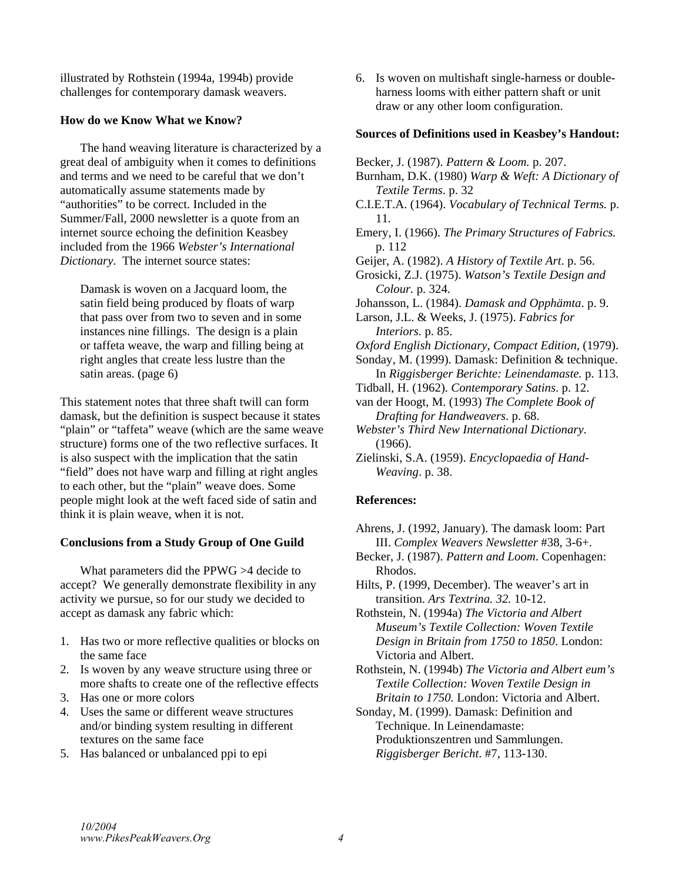illustrated by Rothstein (1994a, 1994b) provide challenges for contemporary damask weavers.

**How do we Know What we Know?**

The hand weaving literature is characterized by a great deal of ambiguity when it comes to definitions and terms and we need to be careful that we don't automatically assume statements made by "authorities" to be correct. Included in the Summer/Fall, 2000 newsletter is a quote from an internet source echoing the definition Keasbey included from the 1966 *Webster's International Dictionary*. The internet source states:

> Damask is woven on a Jacquard loom, the satin field being produced by floats of warp that pass over from two to seven and in some instances nine fillings. The design is a plain or taffeta weave, the warp and filling being at right angles that create less lustre than the satin areas. (page 6)

This statement notes that three shaft twill can form damask, but the definition is suspect because it states "plain" or "taffeta" weave (which are the same weave structure) forms one of the two reflective surfaces. It is also suspect with the implication that the satin "field" does not have warp and filling at right angles to each other, but the "plain" weave does. Some people might look at the weft faced side of satin and think it is plain weave, when it is not.

**Conclusions from a Study Group of One Guild**

What parameters did the PPWG >4 decide to accept? We generally demonstrate flexibility in any activity we pursue, so for our study we decided to accept as damask any fabric which:

1. Has two or more reflective qualities or blocks on the same face
2. Is woven by any weave structure using three or more shafts to create one of the reflective effects
3. Has one or more colors
4. Uses the same or different weave structures and/or binding system resulting in different textures on the same face
5. Has balanced or unbalanced ppi to epi
6. Is woven on multishaft single-harness or double-harness looms with either pattern shaft or unit draw or any other loom configuration.

**Sources of Definitions used in Keasbey's Handout:**

Becker, J. (1987). *Pattern & Loom.* p. 207.

Burnham, D.K. (1980) *Warp & Weft: A Dictionary of Textile Terms*. p. 32

C.I.E.T.A. (1964). *Vocabulary of Technical Terms.* p. 11.

Emery, I. (1966). *The Primary Structures of Fabrics.* p. 112

Geijer, A. (1982). *A History of Textile Art*. p. 56.

Grosicki, Z.J. (1975). *Watson's Textile Design and Colour.* p. 324.

Johansson, L. (1984). *Damask and Opphämta*. p. 9.

Larson, J.L. & Weeks, J. (1975). *Fabrics for Interiors.* p. 85.

*Oxford English Dictionary, Compact Edition*, (1979).

Sonday, M. (1999). Damask: Definition & technique. In *Riggisberger Berichte: Leinendamaste.* p. 113.

Tidball, H. (1962). *Contemporary Satins*. p. 12.

van der Hoogt, M. (1993) *The Complete Book of Drafting for Handweavers*. p. 68.

*Webster's Third New International Dictionary*. (1966).

Zielinski, S.A. (1959). *Encyclopaedia of Hand-Weaving*. p. 38.

**References:**

Ahrens, J. (1992, January). The damask loom: Part III. *Complex Weavers Newsletter* #38, 3-6+.

Becker, J. (1987). *Pattern and Loom*. Copenhagen: Rhodos.

Hilts, P. (1999, December). The weaver's art in transition. *Ars Textrina. 32.* 10-12.

Rothstein, N. (1994a) *The Victoria and Albert Museum's Textile Collection: Woven Textile Design in Britain from 1750 to 1850*. London: Victoria and Albert.

Rothstein, N. (1994b) *The Victoria and Albert eum's Textile Collection: Woven Textile Design in Britain to 1750.* London: Victoria and Albert.

Sonday, M. (1999). Damask: Definition and Technique. In Leinendamaste: Produktionszentren und Sammlungen. *Riggisberger Bericht*. #7, 113-130.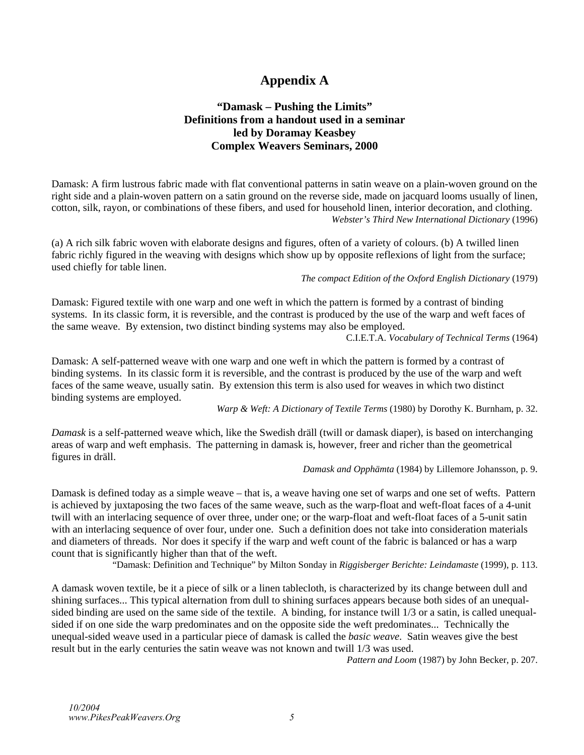# Appendix A

### "Damask – Pushing the Limits"
### Definitions from a handout used in a seminar
### led by Doramay Keasbey
### Complex Weavers Seminars, 2000

Damask: A firm lustrous fabric made with flat conventional patterns in satin weave on a plain-woven ground on the right side and a plain-woven pattern on a satin ground on the reverse side, made on jacquard looms usually of linen, cotton, silk, rayon, or combinations of these fibers, and used for household linen, interior decoration, and clothing.

*Webster's Third New International Dictionary* (1996)

(a) A rich silk fabric woven with elaborate designs and figures, often of a variety of colours. (b) A twilled linen fabric richly figured in the weaving with designs which show up by opposite reflexions of light from the surface; used chiefly for table linen.

*The compact Edition of the Oxford English Dictionary* (1979)

Damask: Figured textile with one warp and one weft in which the pattern is formed by a contrast of binding systems. In its classic form, it is reversible, and the contrast is produced by the use of the warp and weft faces of the same weave. By extension, two distinct binding systems may also be employed.

C.I.E.T.A. *Vocabulary of Technical Terms* (1964)

Damask: A self-patterned weave with one warp and one weft in which the pattern is formed by a contrast of binding systems. In its classic form it is reversible, and the contrast is produced by the use of the warp and weft faces of the same weave, usually satin. By extension this term is also used for weaves in which two distinct binding systems are employed.

*Warp & Weft: A Dictionary of Textile Terms* (1980) by Dorothy K. Burnham, p. 32.

*Damask* is a self-patterned weave which, like the Swedish dräll (twill or damask diaper), is based on interchanging areas of warp and weft emphasis. The patterning in damask is, however, freer and richer than the geometrical figures in dräll.

*Damask and Opphämta* (1984) by Lillemore Johansson, p. 9.

Damask is defined today as a simple weave – that is, a weave having one set of warps and one set of wefts. Pattern is achieved by juxtaposing the two faces of the same weave, such as the warp-float and weft-float faces of a 4-unit twill with an interlacing sequence of over three, under one; or the warp-float and weft-float faces of a 5-unit satin with an interlacing sequence of over four, under one. Such a definition does not take into consideration materials and diameters of threads. Nor does it specify if the warp and weft count of the fabric is balanced or has a warp count that is significantly higher than that of the weft.

"Damask: Definition and Technique" by Milton Sonday in *Riggisberger Berichte: Leindamaste* (1999), p. 113.

A damask woven textile, be it a piece of silk or a linen tablecloth, is characterized by its change between dull and shining surfaces... This typical alternation from dull to shining surfaces appears because both sides of an unequal-sided binding are used on the same side of the textile. A binding, for instance twill 1/3 or a satin, is called unequal-sided if on one side the warp predominates and on the opposite side the weft predominates... Technically the unequal-sided weave used in a particular piece of damask is called the *basic weave*. Satin weaves give the best result but in the early centuries the satin weave was not known and twill 1/3 was used.

*Pattern and Loom* (1987) by John Becker, p. 207.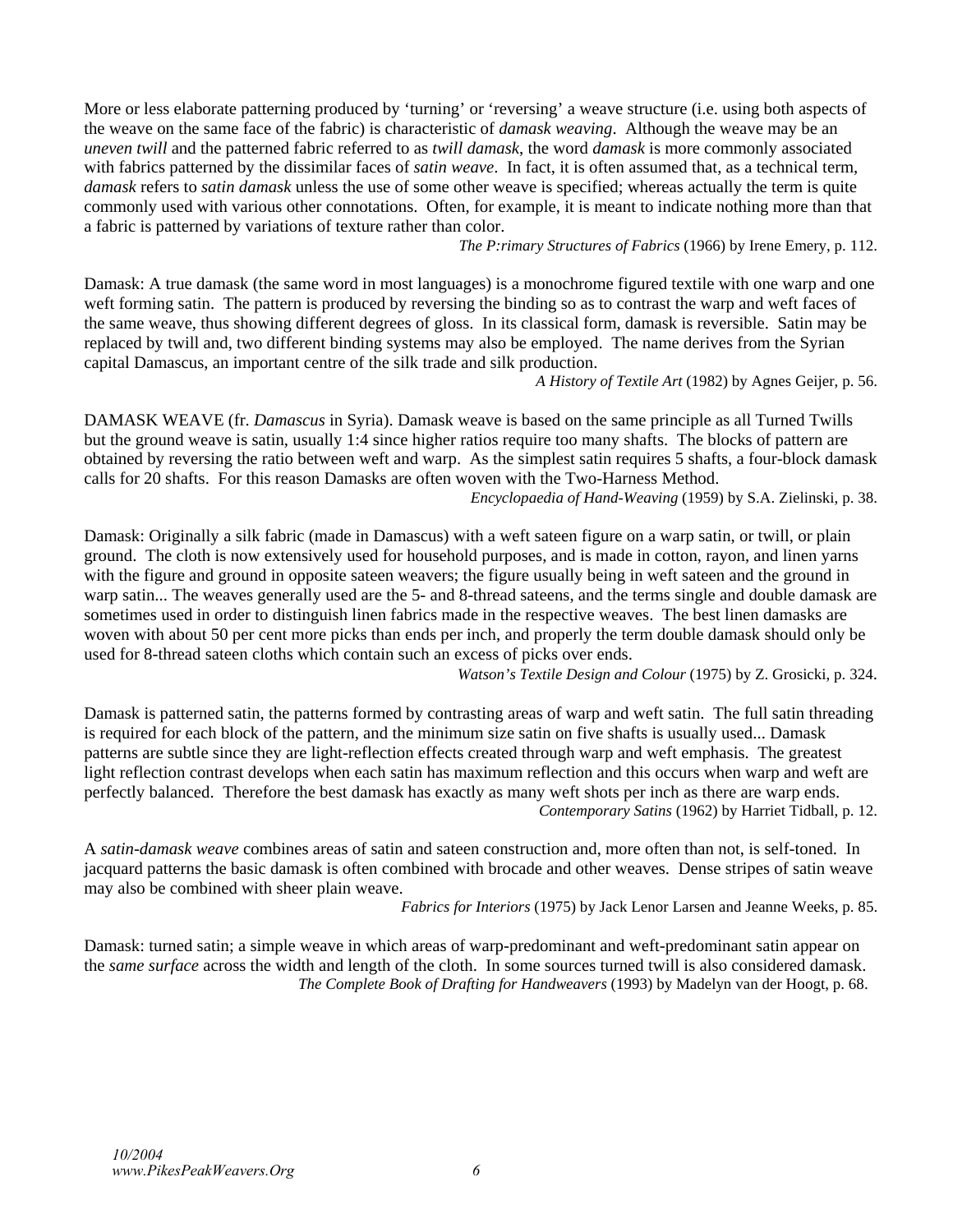More or less elaborate patterning produced by 'turning' or 'reversing' a weave structure (i.e. using both aspects of the weave on the same face of the fabric) is characteristic of *damask weaving*. Although the weave may be an *uneven twill* and the patterned fabric referred to as *twill damask*, the word *damask* is more commonly associated with fabrics patterned by the dissimilar faces of *satin weave*. In fact, it is often assumed that, as a technical term, *damask* refers to *satin damask* unless the use of some other weave is specified; whereas actually the term is quite commonly used with various other connotations. Often, for example, it is meant to indicate nothing more than that a fabric is patterned by variations of texture rather than color.

*The P:rimary Structures of Fabrics* (1966) by Irene Emery, p. 112.

Damask: A true damask (the same word in most languages) is a monochrome figured textile with one warp and one weft forming satin. The pattern is produced by reversing the binding so as to contrast the warp and weft faces of the same weave, thus showing different degrees of gloss. In its classical form, damask is reversible. Satin may be replaced by twill and, two different binding systems may also be employed. The name derives from the Syrian capital Damascus, an important centre of the silk trade and silk production.

*A History of Textile Art* (1982) by Agnes Geijer, p. 56.

DAMASK WEAVE (fr. *Damascus* in Syria). Damask weave is based on the same principle as all Turned Twills but the ground weave is satin, usually 1:4 since higher ratios require too many shafts. The blocks of pattern are obtained by reversing the ratio between weft and warp. As the simplest satin requires 5 shafts, a four-block damask calls for 20 shafts. For this reason Damasks are often woven with the Two-Harness Method.

*Encyclopaedia of Hand-Weaving* (1959) by S.A. Zielinski, p. 38.

Damask: Originally a silk fabric (made in Damascus) with a weft sateen figure on a warp satin, or twill, or plain ground. The cloth is now extensively used for household purposes, and is made in cotton, rayon, and linen yarns with the figure and ground in opposite sateen weavers; the figure usually being in weft sateen and the ground in warp satin... The weaves generally used are the 5- and 8-thread sateens, and the terms single and double damask are sometimes used in order to distinguish linen fabrics made in the respective weaves. The best linen damasks are woven with about 50 per cent more picks than ends per inch, and properly the term double damask should only be used for 8-thread sateen cloths which contain such an excess of picks over ends.

*Watson's Textile Design and Colour* (1975) by Z. Grosicki, p. 324.

Damask is patterned satin, the patterns formed by contrasting areas of warp and weft satin. The full satin threading is required for each block of the pattern, and the minimum size satin on five shafts is usually used... Damask patterns are subtle since they are light-reflection effects created through warp and weft emphasis. The greatest light reflection contrast develops when each satin has maximum reflection and this occurs when warp and weft are perfectly balanced. Therefore the best damask has exactly as many weft shots per inch as there are warp ends.

*Contemporary Satins* (1962) by Harriet Tidball, p. 12.

A *satin-damask weave* combines areas of satin and sateen construction and, more often than not, is self-toned. In jacquard patterns the basic damask is often combined with brocade and other weaves. Dense stripes of satin weave may also be combined with sheer plain weave.

*Fabrics for Interiors* (1975) by Jack Lenor Larsen and Jeanne Weeks, p. 85.

Damask: turned satin; a simple weave in which areas of warp-predominant and weft-predominant satin appear on the *same surface* across the width and length of the cloth. In some sources turned twill is also considered damask.

*The Complete Book of Drafting for Handweavers* (1993) by Madelyn van der Hoogt, p. 68.